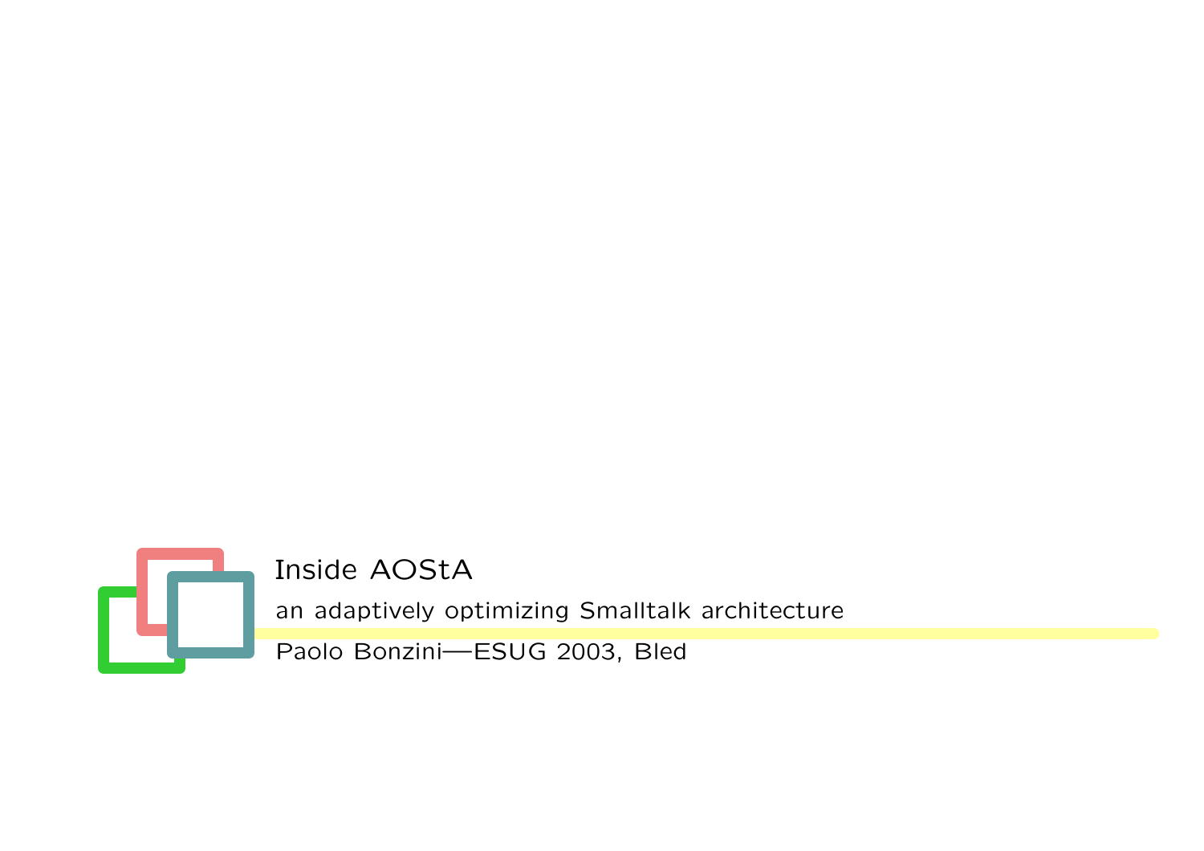# Inside AOStA

an adaptively optimizing Smalltalk architecture

Paolo Bonzini—ESUG 2003, Bled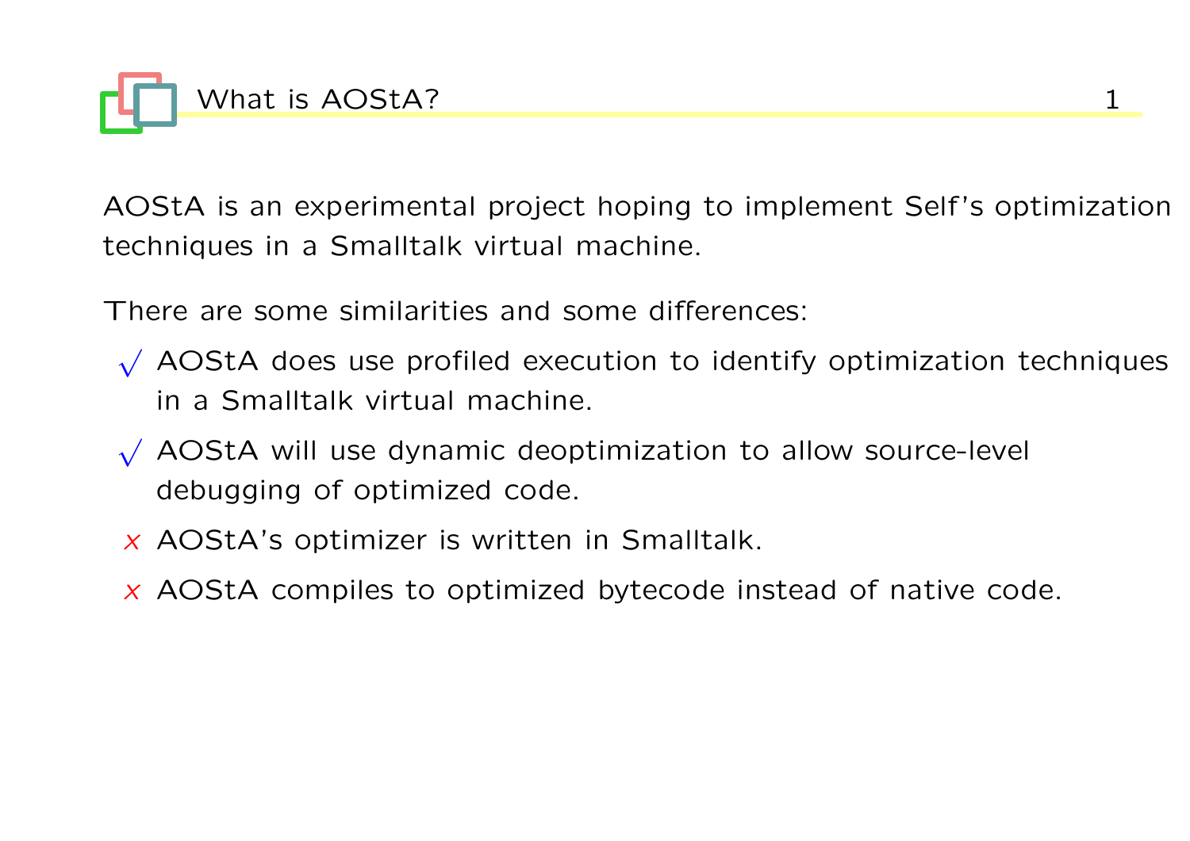# What is AOStA?

AOStA is an experimental project hoping to implement Self's optimization techniques in a Smalltalk virtual machine.

There are some similarities and some differences:

- √ AOStA does use profiled execution to identify optimization techniques in a Smalltalk virtual machine.
- √ AOStA will use dynamic deoptimization to allow source-level debugging of optimized code.
- × AOStA's optimizer is written in Smalltalk.
- × AOStA compiles to optimized bytecode instead of native code.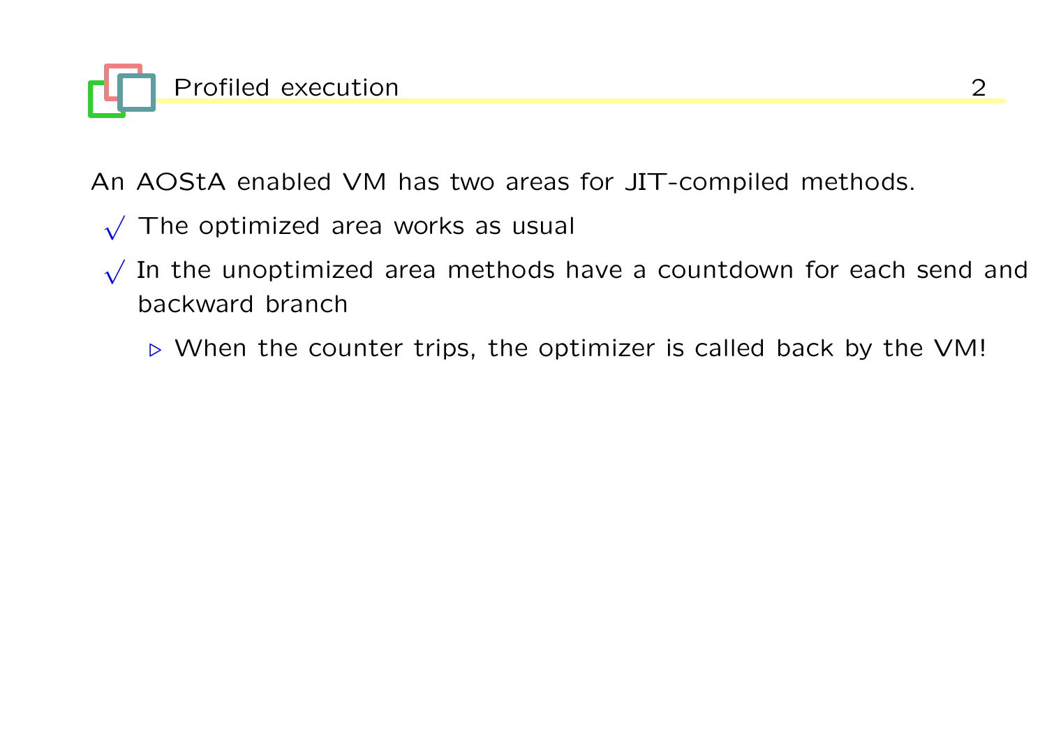## Profiled execution

An AOStA enabled VM has two areas for JIT-compiled methods.

- The optimized area works as usual
- In the unoptimized area methods have a countdown for each send and backward branch
  - When the counter trips, the optimizer is called back by the VM!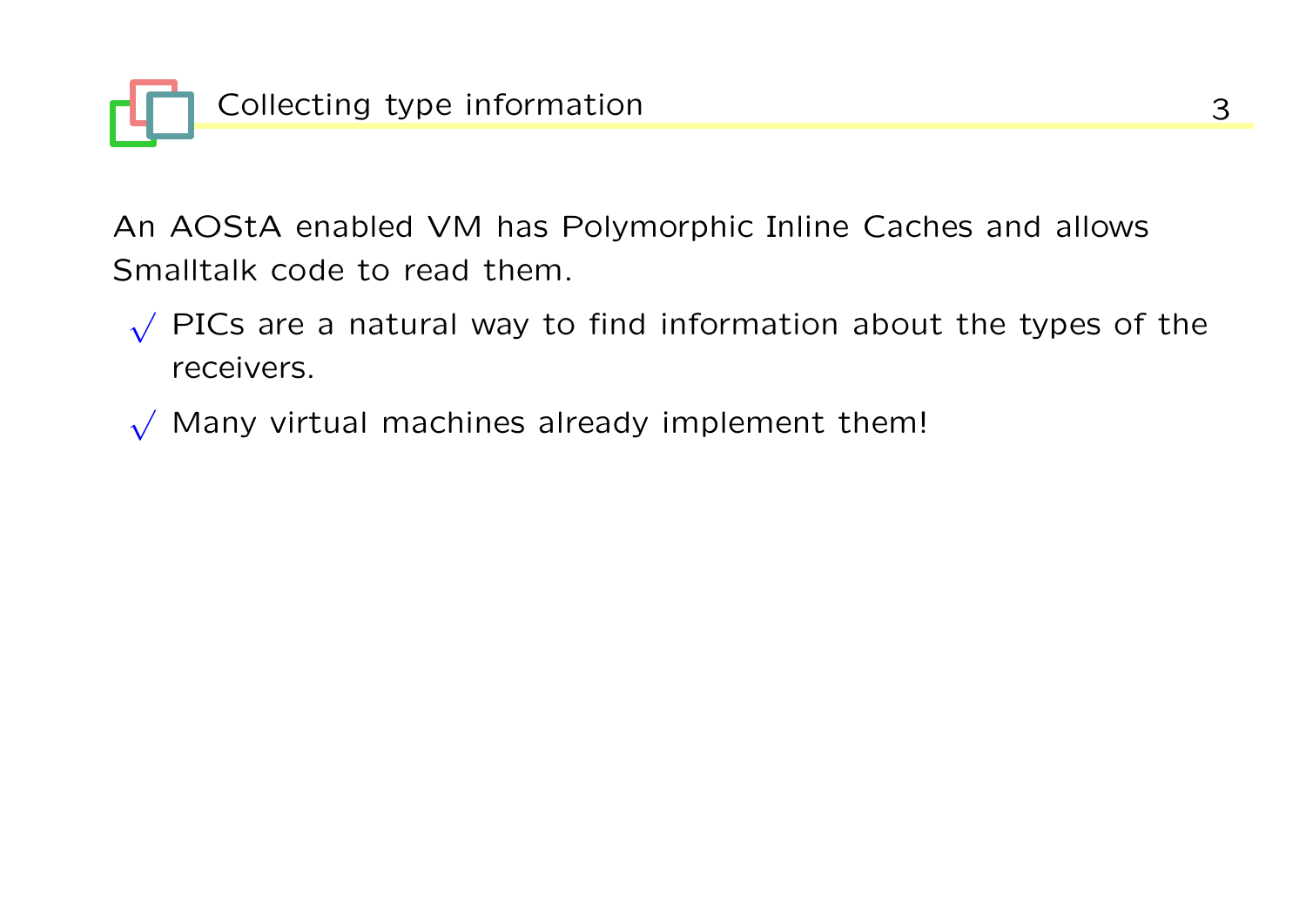## Collecting type information

An AOStA enabled VM has Polymorphic Inline Caches and allows Smalltalk code to read them.

- PICs are a natural way to find information about the types of the receivers.
- Many virtual machines already implement them!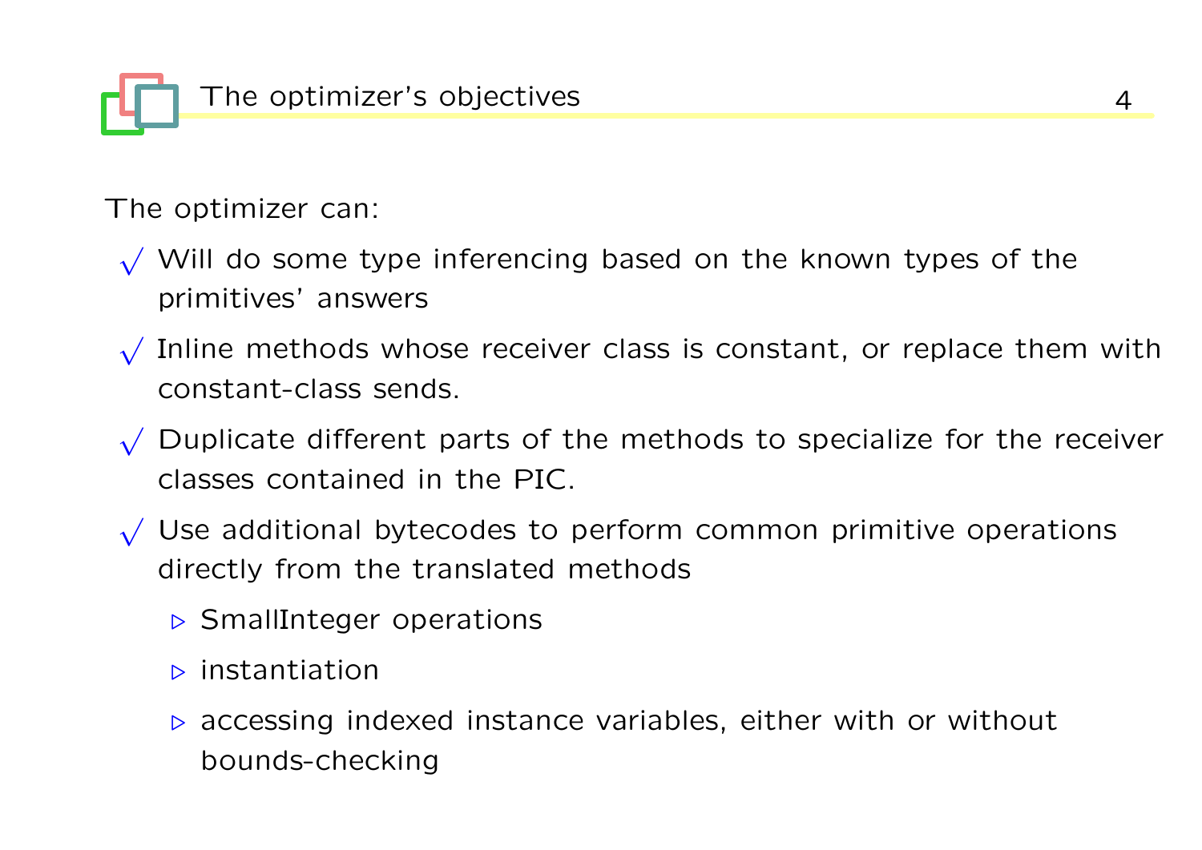## The optimizer's objectives

The optimizer can:

- Will do some type inferencing based on the known types of the primitives' answers
- Inline methods whose receiver class is constant, or replace them with constant-class sends.
- Duplicate different parts of the methods to specialize for the receiver classes contained in the PIC.
- Use additional bytecodes to perform common primitive operations directly from the translated methods
  - SmallInteger operations
  - instantiation
  - accessing indexed instance variables, either with or without bounds-checking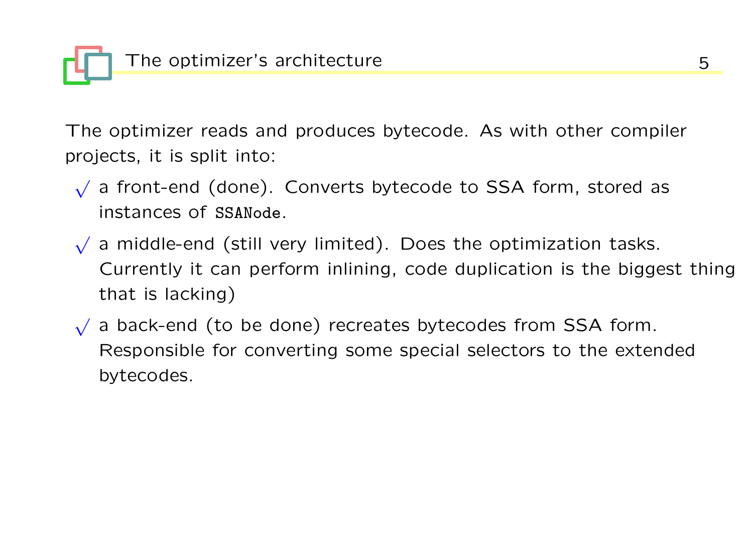# The optimizer's architecture

The optimizer reads and produces bytecode. As with other compiler projects, it is split into:

- a front-end (done). Converts bytecode to SSA form, stored as instances of `SSANode`.
- a middle-end (still very limited). Does the optimization tasks. Currently it can perform inlining, code duplication is the biggest thing that is lacking)
- a back-end (to be done) recreates bytecodes from SSA form. Responsible for converting some special selectors to the extended bytecodes.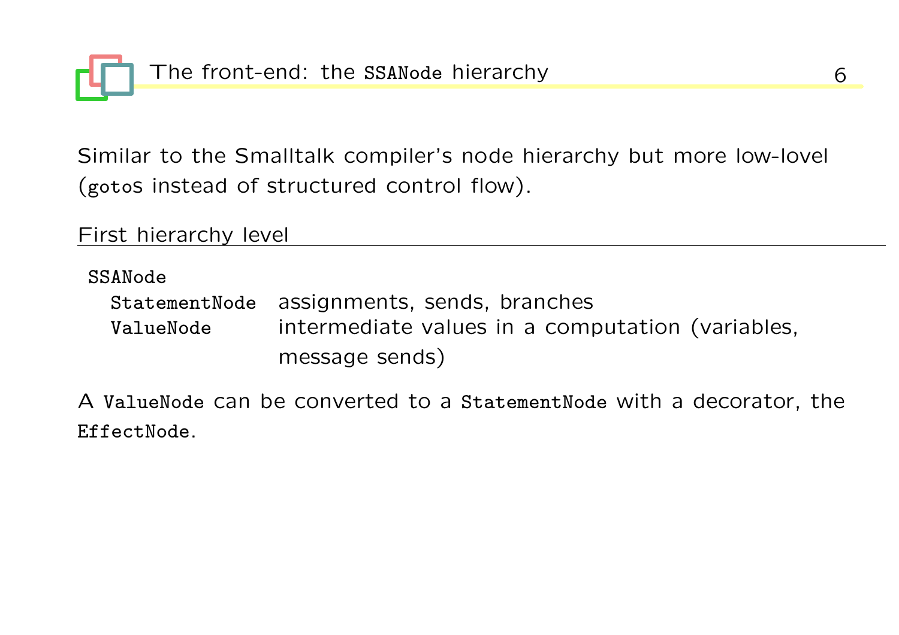# The front-end: the `SSANode` hierarchy

Similar to the Smalltalk compiler's node hierarchy but more low-lovel (`goto`s instead of structured control flow).

## First hierarchy level

| | |
|---|---|
| `SSANode` | |
| `StatementNode` | assignments, sends, branches |
| `ValueNode` | intermediate values in a computation (variables, message sends) |

A `ValueNode` can be converted to a `StatementNode` with a decorator, the `EffectNode`.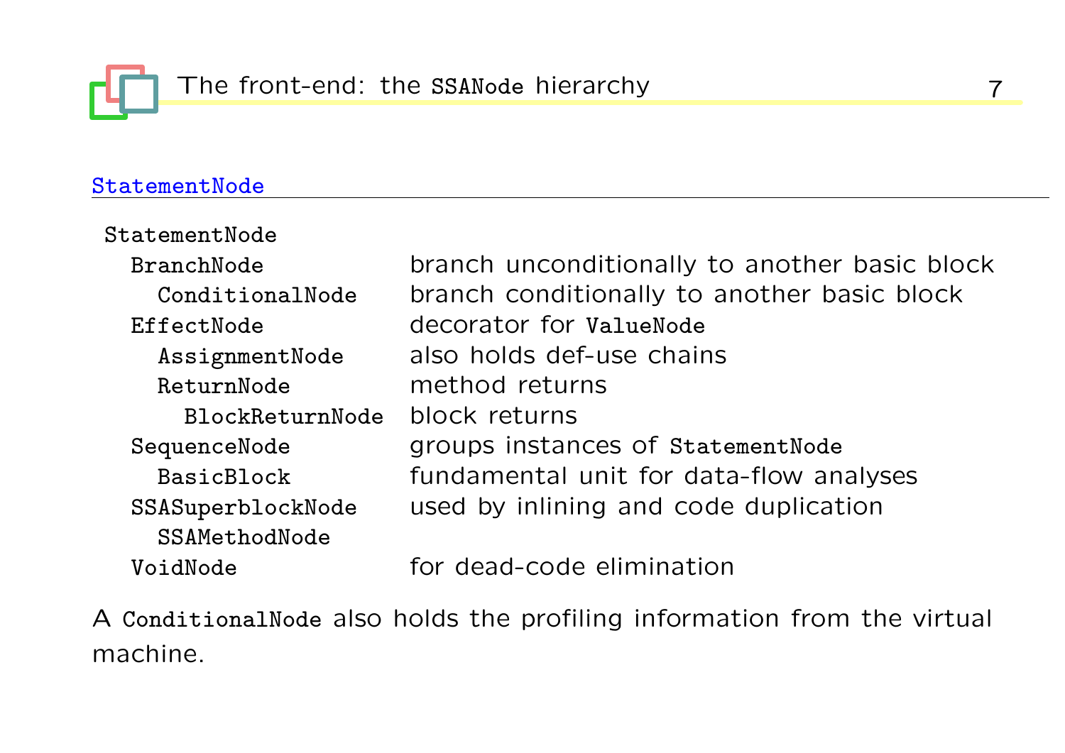# The front-end: the `SSANode` hierarchy

## `StatementNode`

| Class | Description |
|---|---|
| `StatementNode` | |
| `  BranchNode` | branch unconditionally to another basic block |
| `    ConditionalNode` | branch conditionally to another basic block |
| `  EffectNode` | decorator for `ValueNode` |
| `    AssignmentNode` | also holds def-use chains |
| `    ReturnNode` | method returns |
| `      BlockReturnNode` | block returns |
| `  SequenceNode` | groups instances of `StatementNode` |
| `    BasicBlock` | fundamental unit for data-flow analyses |
| `  SSASuperblockNode` | used by inlining and code duplication |
| `    SSAMethodNode` | |
| `  VoidNode` | for dead-code elimination |

A `ConditionalNode` also holds the profiling information from the virtual machine.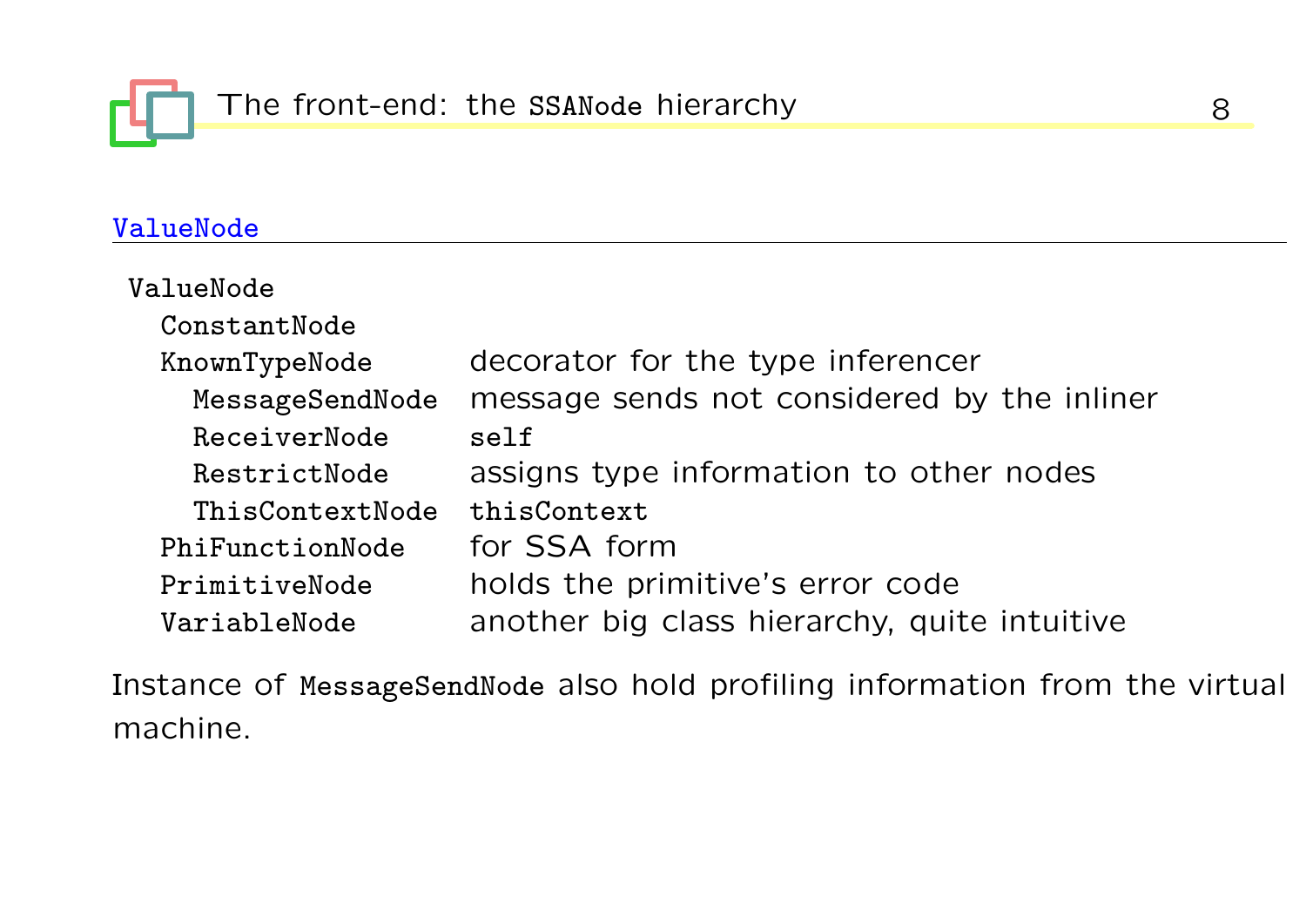## The front-end: the `SSANode` hierarchy

### ValueNode

```
ValueNode
  ConstantNode
  KnownTypeNode        decorator for the type inferencer
    MessageSendNode    message sends not considered by the inliner
    ReceiverNode       self
    RestrictNode       assigns type information to other nodes
    ThisContextNode    thisContext
  PhiFunctionNode      for SSA form
  PrimitiveNode        holds the primitive's error code
  VariableNode         another big class hierarchy, quite intuitive
```

Instance of `MessageSendNode` also hold profiling information from the virtual machine.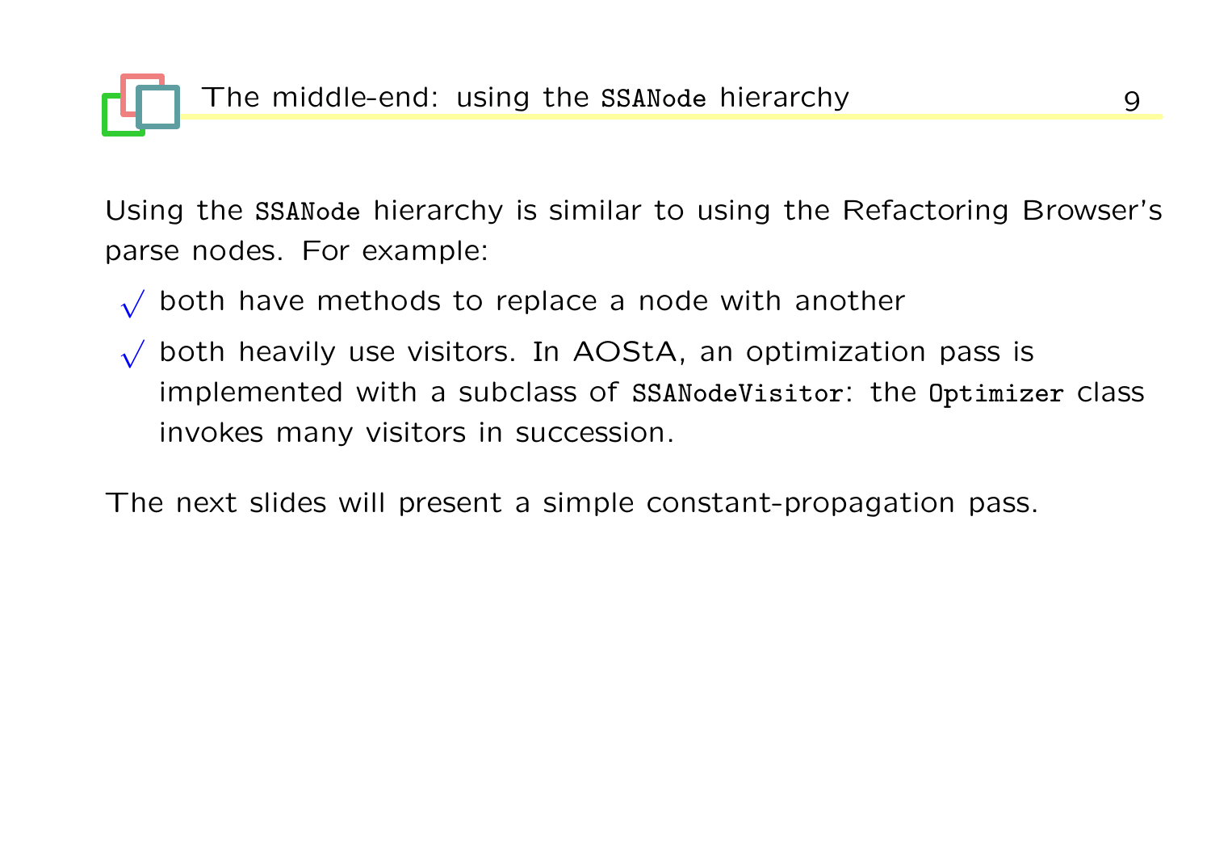## The middle-end: using the `SSANode` hierarchy

Using the `SSANode` hierarchy is similar to using the Refactoring Browser's parse nodes. For example:

- √ both have methods to replace a node with another
- √ both heavily use visitors. In AOStA, an optimization pass is implemented with a subclass of `SSANodeVisitor`: the `Optimizer` class invokes many visitors in succession.

The next slides will present a simple constant-propagation pass.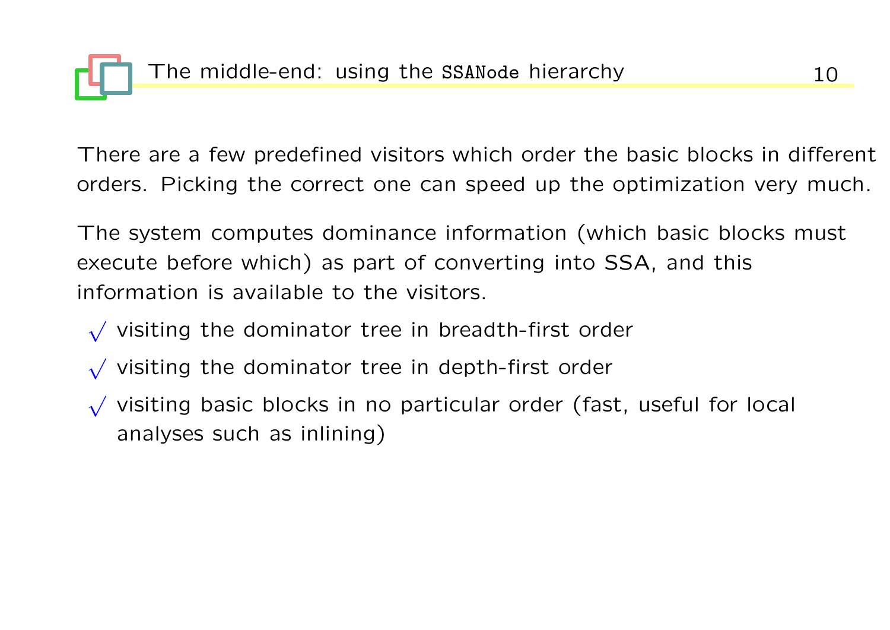## The middle-end: using the `SSANode` hierarchy

There are a few predefined visitors which order the basic blocks in different orders. Picking the correct one can speed up the optimization very much.

The system computes dominance information (which basic blocks must execute before which) as part of converting into SSA, and this information is available to the visitors.

- visiting the dominator tree in breadth-first order
- visiting the dominator tree in depth-first order
- visiting basic blocks in no particular order (fast, useful for local analyses such as inlining)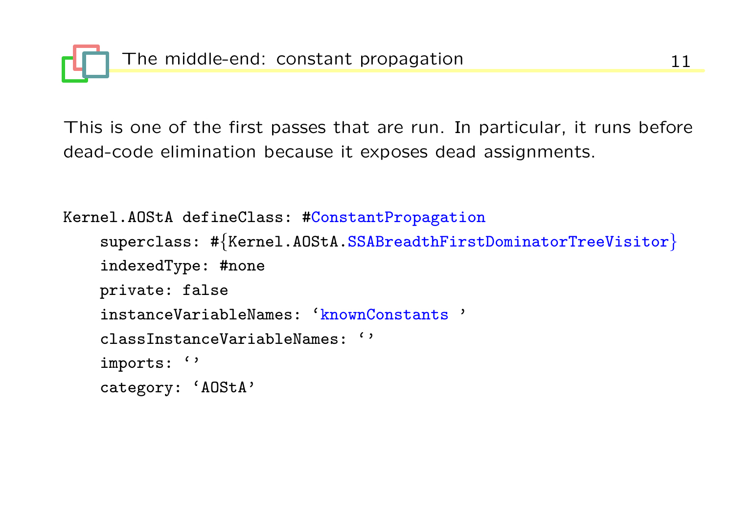## The middle-end: constant propagation

This is one of the first passes that are run. In particular, it runs before dead-code elimination because it exposes dead assignments.

```
Kernel.AOStA defineClass: #ConstantPropagation
    superclass: #{Kernel.AOStA.SSABreadthFirstDominatorTreeVisitor}
    indexedType: #none
    private: false
    instanceVariableNames: 'knownConstants '
    classInstanceVariableNames: ''
    imports: ''
    category: 'AOStA'
```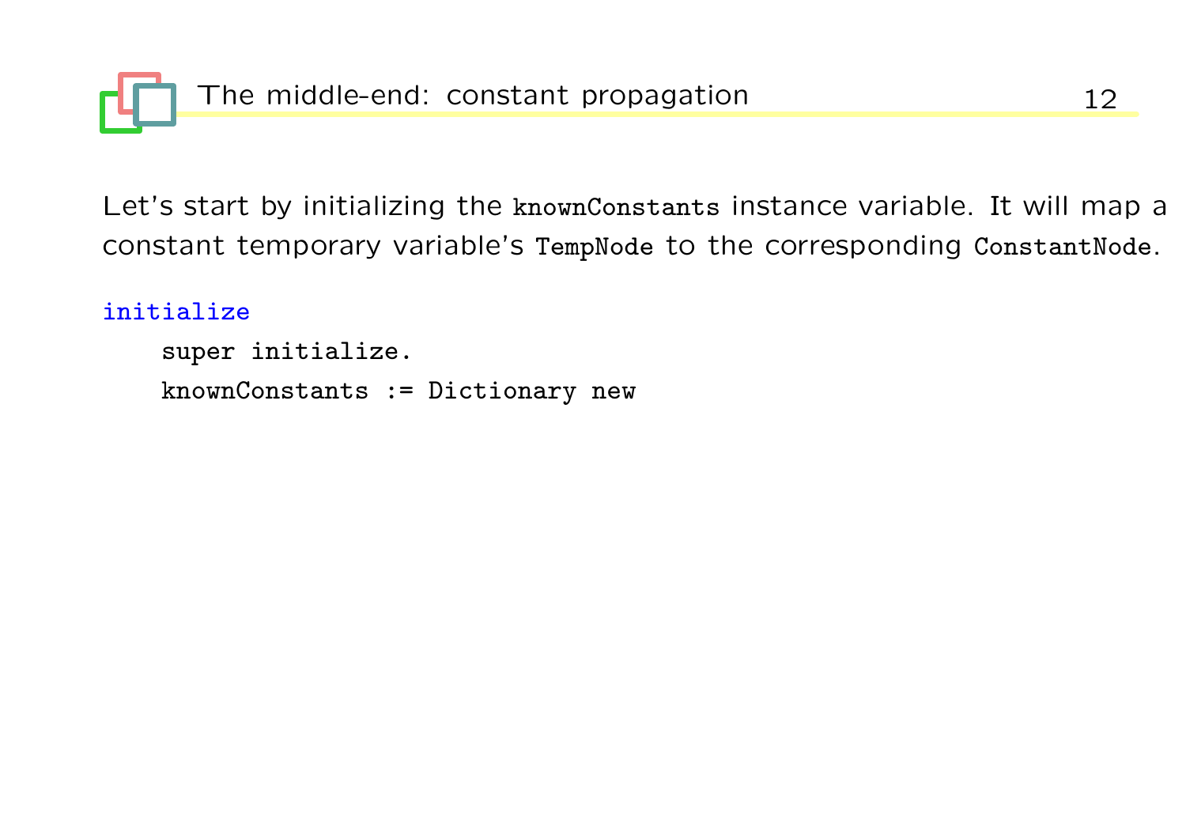# The middle-end: constant propagation

Let's start by initializing the `knownConstants` instance variable. It will map a constant temporary variable's `TempNode` to the corresponding `ConstantNode`.

```
initialize
    super initialize.
    knownConstants := Dictionary new
```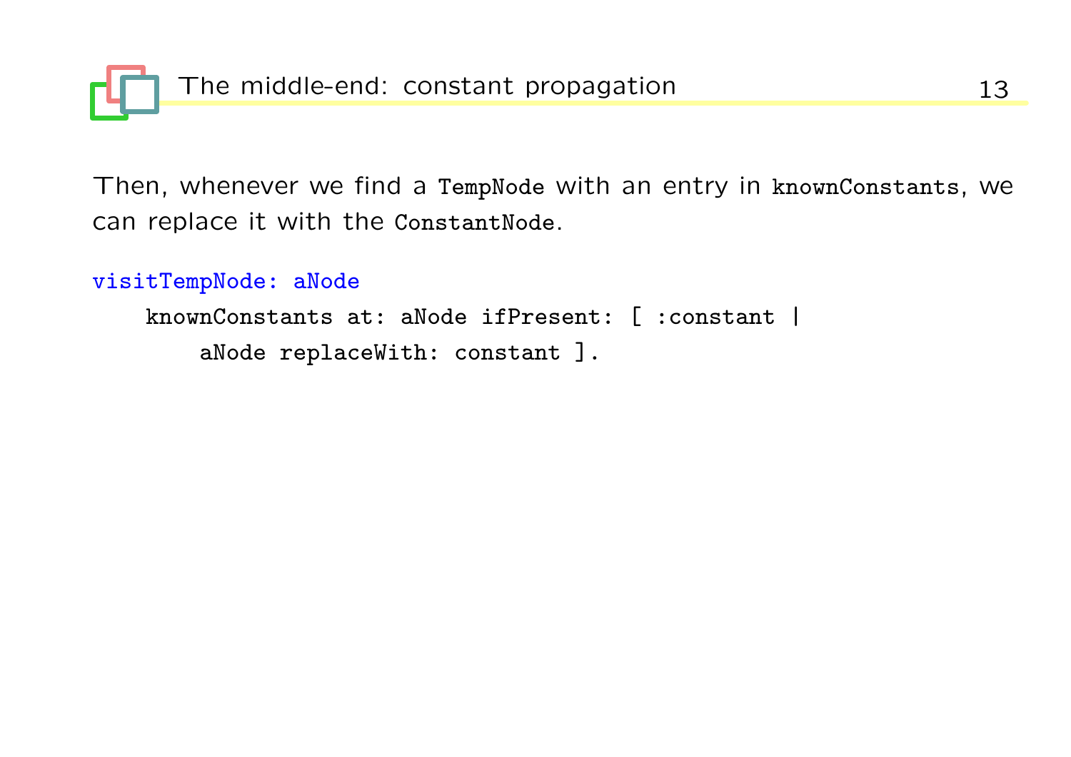## The middle-end: constant propagation

Then, whenever we find a `TempNode` with an entry in `knownConstants`, we can replace it with the `ConstantNode`.

```
visitTempNode: aNode
    knownConstants at: aNode ifPresent: [ :constant |
        aNode replaceWith: constant ].
```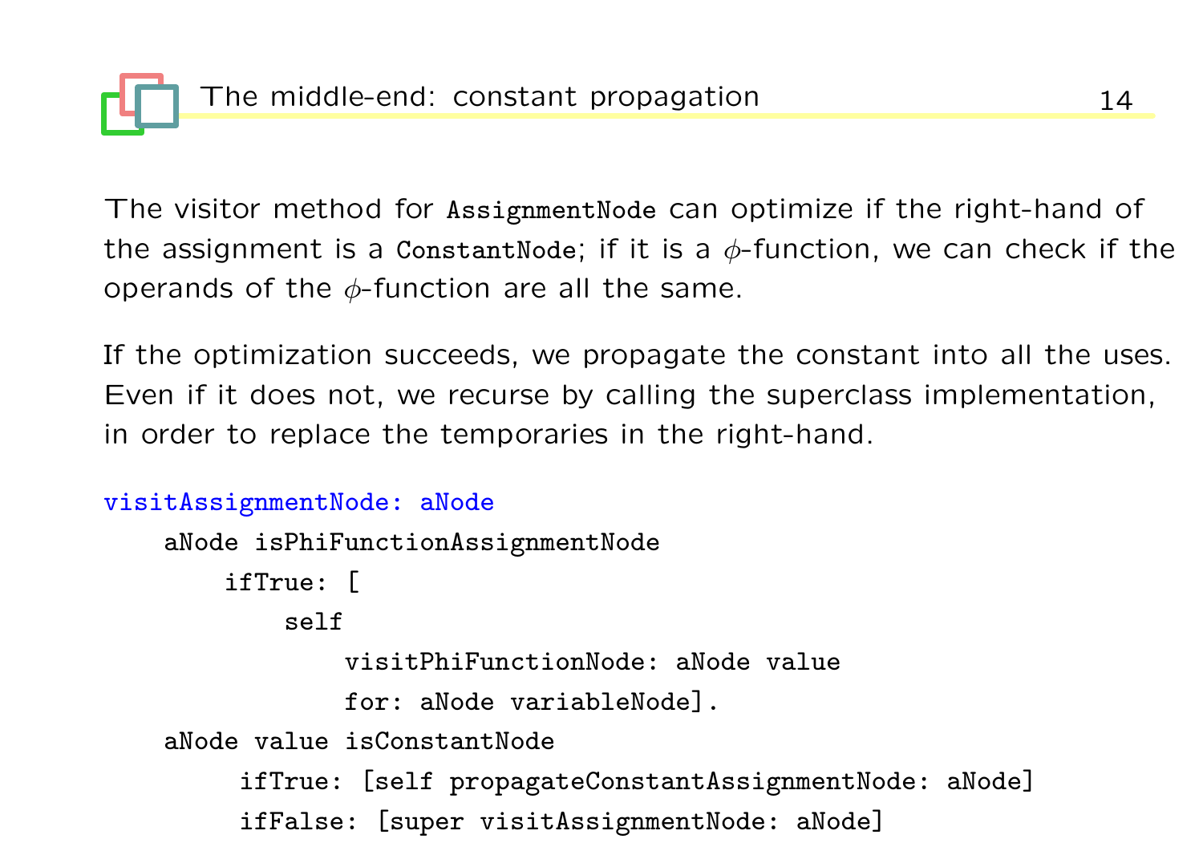## The middle-end: constant propagation

The visitor method for `AssignmentNode` can optimize if the right-hand of the assignment is a `ConstantNode`; if it is a $\phi$-function, we can check if the operands of the $\phi$-function are all the same.

If the optimization succeeds, we propagate the constant into all the uses. Even if it does not, we recurse by calling the superclass implementation, in order to replace the temporaries in the right-hand.

```
visitAssignmentNode: aNode
    aNode isPhiFunctionAssignmentNode
        ifTrue: [
            self
                visitPhiFunctionNode: aNode value
                for: aNode variableNode].
    aNode value isConstantNode
         ifTrue: [self propagateConstantAssignmentNode: aNode]
         ifFalse: [super visitAssignmentNode: aNode]
```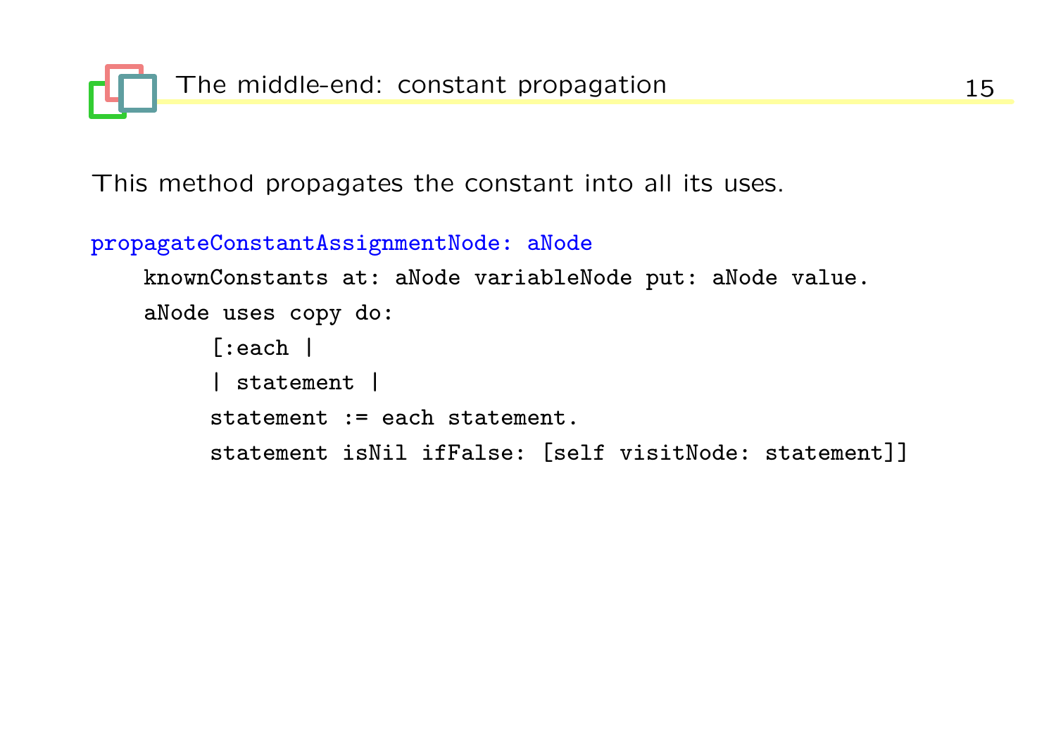# The middle-end: constant propagation

This method propagates the constant into all its uses.

```
propagateConstantAssignmentNode: aNode
    knownConstants at: aNode variableNode put: aNode value.
    aNode uses copy do:
         [:each |
         | statement |
         statement := each statement.
         statement isNil ifFalse: [self visitNode: statement]]
```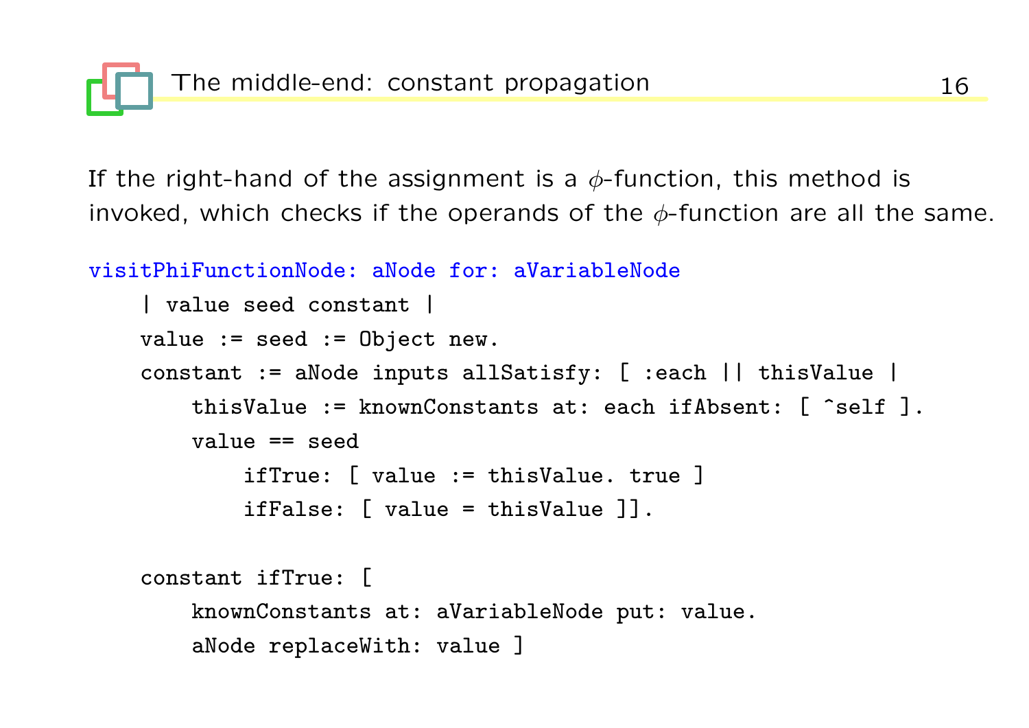## The middle-end: constant propagation

If the right-hand of the assignment is a $\phi$-function, this method is invoked, which checks if the operands of the $\phi$-function are all the same.

```
visitPhiFunctionNode: aNode for: aVariableNode
    | value seed constant |
    value := seed := Object new.
    constant := aNode inputs allSatisfy: [ :each || thisValue |
        thisValue := knownConstants at: each ifAbsent: [ ^self ].
        value == seed
            ifTrue: [ value := thisValue. true ]
            ifFalse: [ value = thisValue ]].

    constant ifTrue: [
        knownConstants at: aVariableNode put: value.
        aNode replaceWith: value ]
```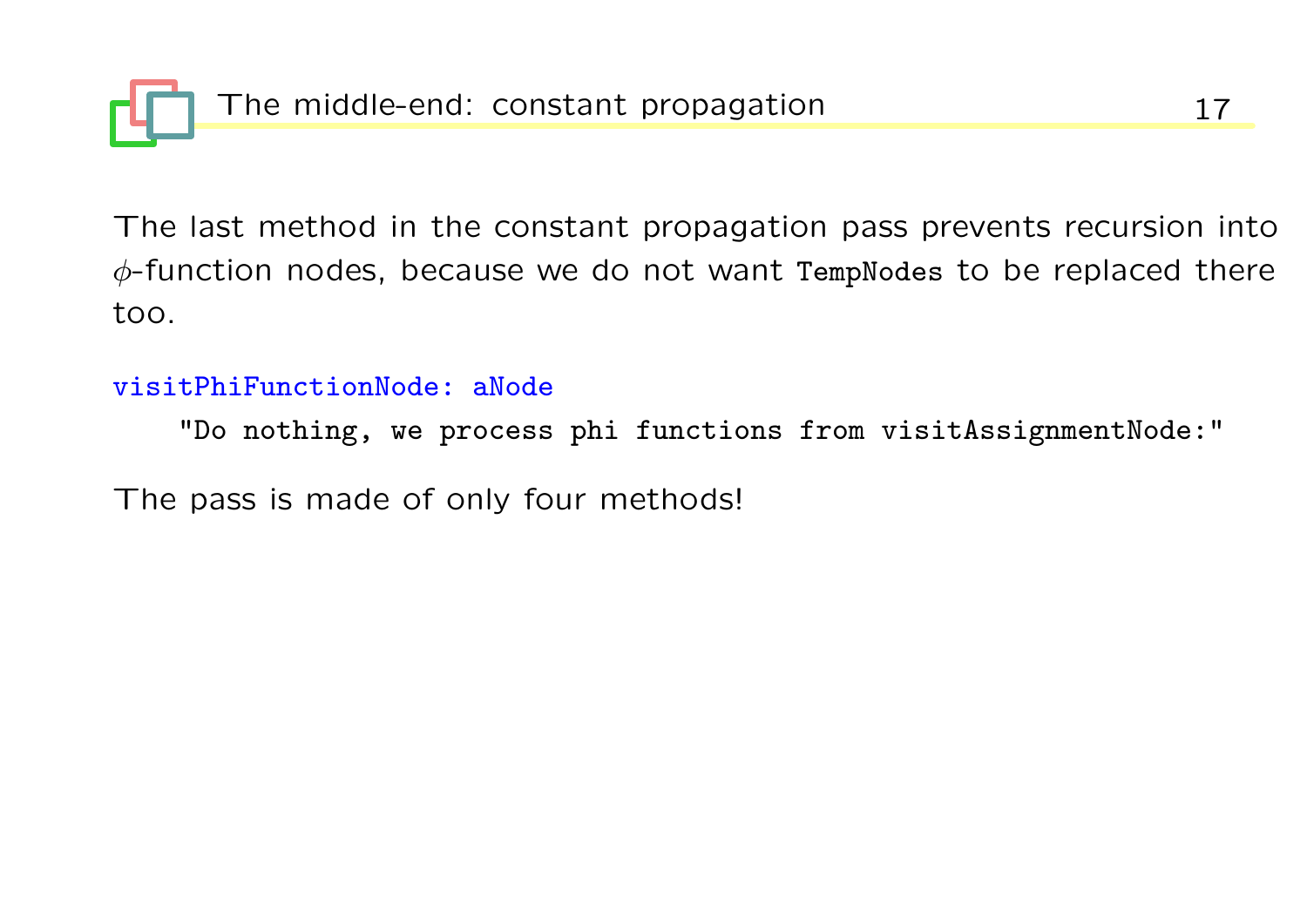## The middle-end: constant propagation

The last method in the constant propagation pass prevents recursion into $\phi$-function nodes, because we do not want `TempNodes` to be replaced there too.

```
visitPhiFunctionNode: aNode
    "Do nothing, we process phi functions from visitAssignmentNode:"
```

The pass is made of only four methods!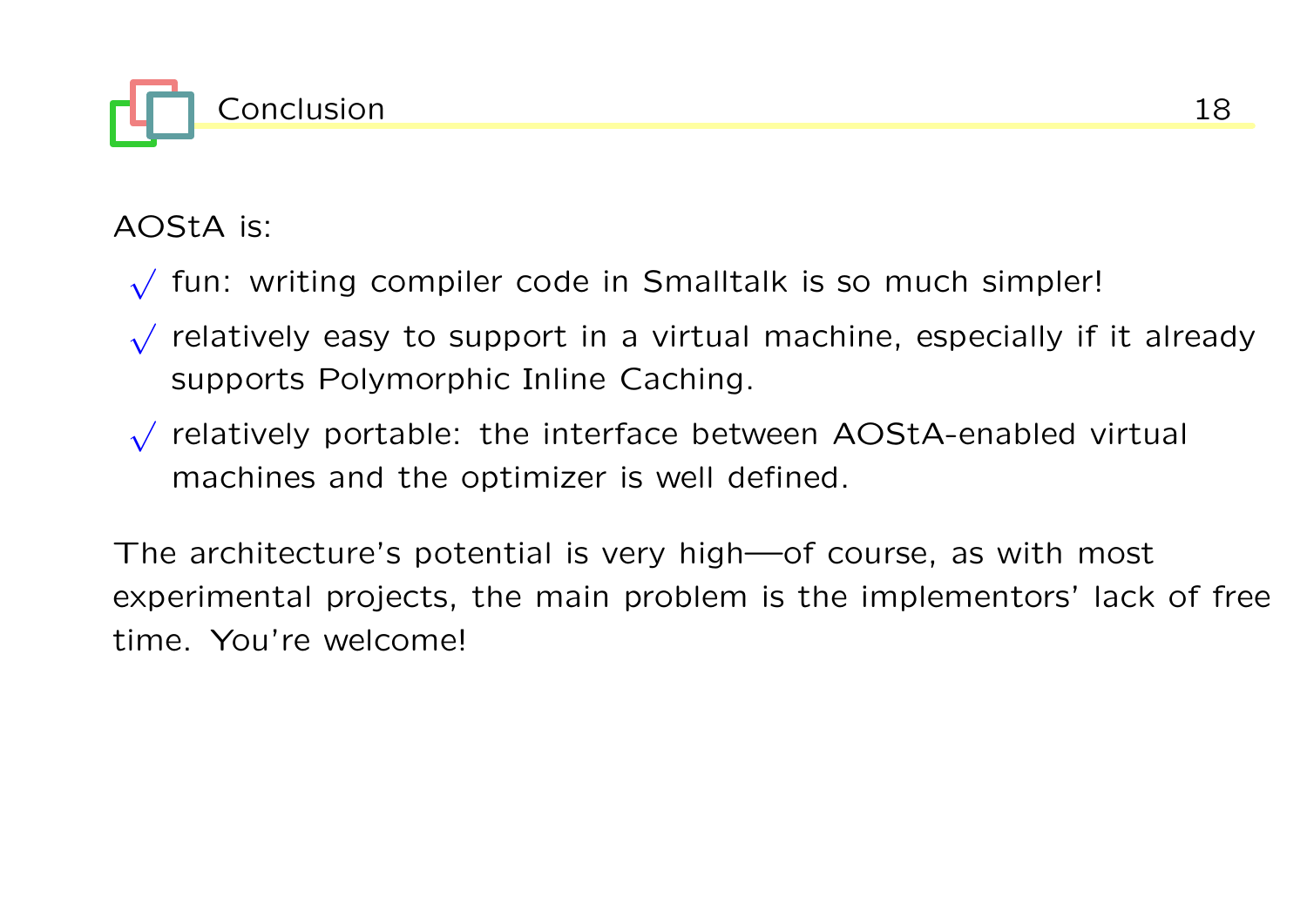## Conclusion

AOStA is:

- √ fun: writing compiler code in Smalltalk is so much simpler!
- √ relatively easy to support in a virtual machine, especially if it already supports Polymorphic Inline Caching.
- √ relatively portable: the interface between AOStA-enabled virtual machines and the optimizer is well defined.

The architecture's potential is very high—of course, as with most experimental projects, the main problem is the implementors' lack of free time. You're welcome!